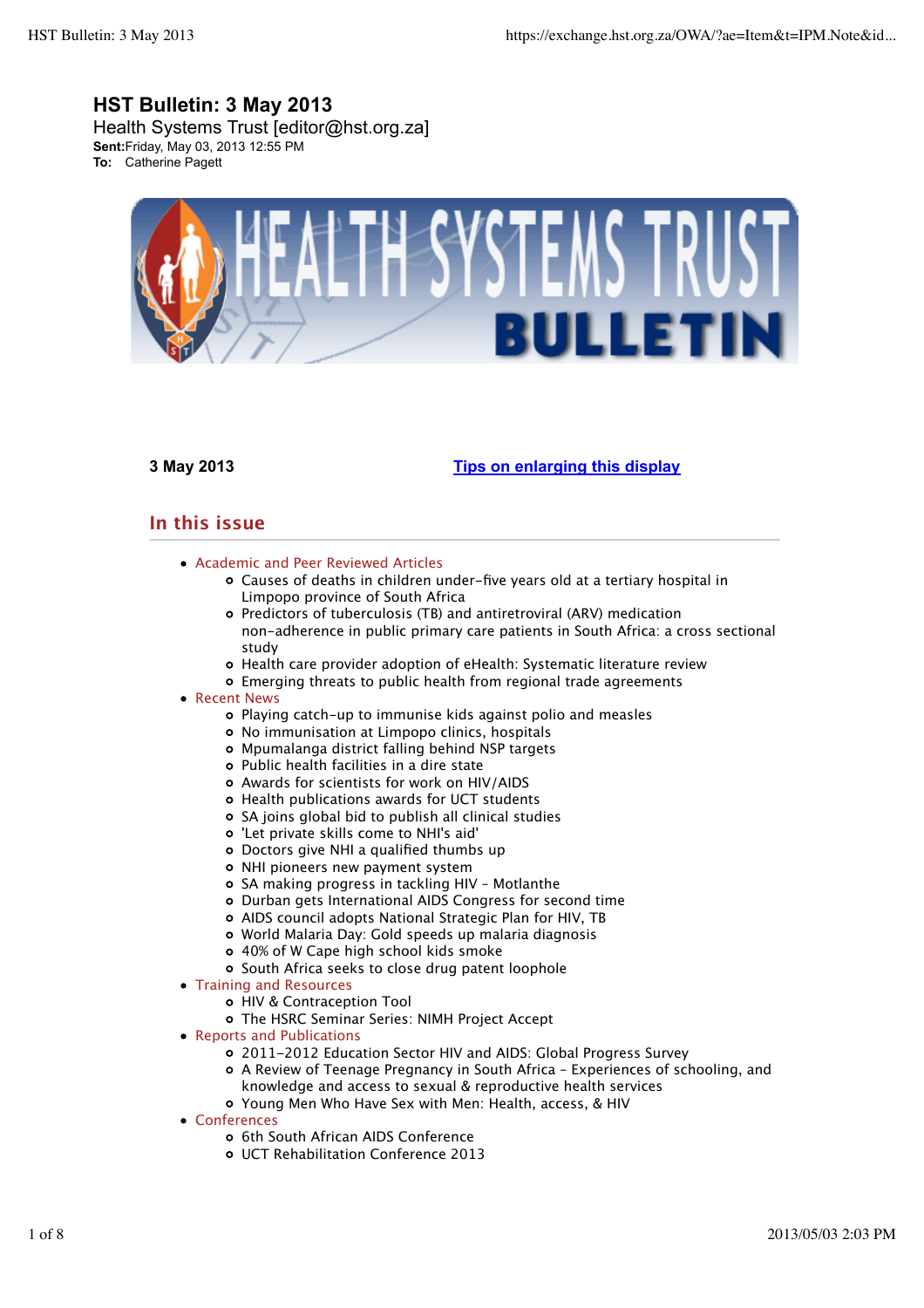# HST Bulletin: 3 May 2013

Health Systems Trust [editor@hst.org.za]

**Sent:** Friday, May 03, 2013 12:55 PM

**To:** Catherine Pagett

**3 May 2013**

[Tips on enlarging this display]

## In this issue

- Academic and Peer Reviewed Articles
  - Causes of deaths in children under-five years old at a tertiary hospital in Limpopo province of South Africa
  - Predictors of tuberculosis (TB) and antiretroviral (ARV) medication non-adherence in public primary care patients in South Africa: a cross sectional study
  - Health care provider adoption of eHealth: Systematic literature review
  - Emerging threats to public health from regional trade agreements
- Recent News
  - Playing catch-up to immunise kids against polio and measles
  - No immunisation at Limpopo clinics, hospitals
  - Mpumalanga district falling behind NSP targets
  - Public health facilities in a dire state
  - Awards for scientists for work on HIV/AIDS
  - Health publications awards for UCT students
  - SA joins global bid to publish all clinical studies
  - 'Let private skills come to NHI's aid'
  - Doctors give NHI a qualified thumbs up
  - NHI pioneers new payment system
  - SA making progress in tackling HIV - Motlanthe
  - Durban gets International AIDS Congress for second time
  - AIDS council adopts National Strategic Plan for HIV, TB
  - World Malaria Day: Gold speeds up malaria diagnosis
  - 40% of W Cape high school kids smoke
  - South Africa seeks to close drug patent loophole
- Training and Resources
  - HIV & Contraception Tool
  - The HSRC Seminar Series: NIMH Project Accept
- Reports and Publications
  - 2011-2012 Education Sector HIV and AIDS: Global Progress Survey
  - A Review of Teenage Pregnancy in South Africa - Experiences of schooling, and knowledge and access to sexual & reproductive health services
  - Young Men Who Have Sex with Men: Health, access, & HIV
- Conferences
  - 6th South African AIDS Conference
  - UCT Rehabilitation Conference 2013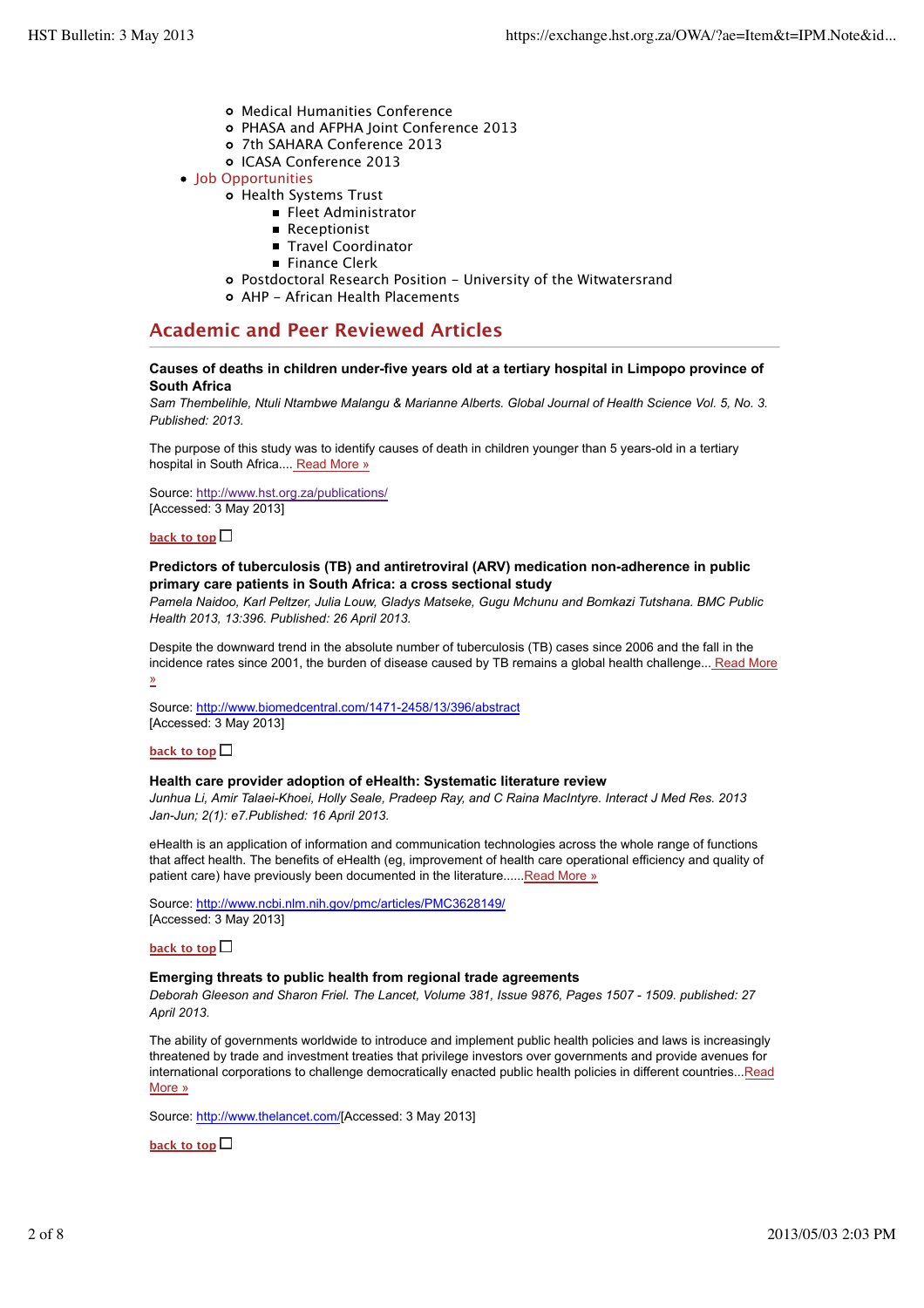- Medical Humanities Conference
    - PHASA and AFPHA Joint Conference 2013
    - 7th SAHARA Conference 2013
    - ICASA Conference 2013
- Job Opportunities
    - Health Systems Trust
        - Fleet Administrator
        - Receptionist
        - Travel Coordinator
        - Finance Clerk
    - Postdoctoral Research Position – University of the Witwatersrand
    - AHP – African Health Placements

## Academic and Peer Reviewed Articles

**Causes of deaths in children under-five years old at a tertiary hospital in Limpopo province of South Africa**

*Sam Thembelihle, Ntuli Ntambwe Malangu & Marianne Alberts. Global Journal of Health Science Vol. 5, No. 3. Published: 2013.*

The purpose of this study was to identify causes of death in children younger than 5 years-old in a tertiary hospital in South Africa.... Read More »

Source: http://www.hst.org.za/publications/
[Accessed: 3 May 2013]

**back to top**

**Predictors of tuberculosis (TB) and antiretroviral (ARV) medication non-adherence in public primary care patients in South Africa: a cross sectional study**

*Pamela Naidoo, Karl Peltzer, Julia Louw, Gladys Matseke, Gugu Mchunu and Bomkazi Tutshana. BMC Public Health 2013, 13:396. Published: 26 April 2013.*

Despite the downward trend in the absolute number of tuberculosis (TB) cases since 2006 and the fall in the incidence rates since 2001, the burden of disease caused by TB remains a global health challenge... Read More »

Source: http://www.biomedcentral.com/1471-2458/13/396/abstract
[Accessed: 3 May 2013]

**back to top**

**Health care provider adoption of eHealth: Systematic literature review**

*Junhua Li, Amir Talaei-Khoei, Holly Seale, Pradeep Ray, and C Raina MacIntyre. Interact J Med Res. 2013 Jan-Jun; 2(1): e7.Published: 16 April 2013.*

eHealth is an application of information and communication technologies across the whole range of functions that affect health. The benefits of eHealth (eg, improvement of health care operational efficiency and quality of patient care) have previously been documented in the literature......Read More »

Source: http://www.ncbi.nlm.nih.gov/pmc/articles/PMC3628149/
[Accessed: 3 May 2013]

**back to top**

**Emerging threats to public health from regional trade agreements**

*Deborah Gleeson and Sharon Friel. The Lancet, Volume 381, Issue 9876, Pages 1507 - 1509. published: 27 April 2013.*

The ability of governments worldwide to introduce and implement public health policies and laws is increasingly threatened by trade and investment treaties that privilege investors over governments and provide avenues for international corporations to challenge democratically enacted public health policies in different countries...Read More »

Source: http://www.thelancet.com/[Accessed: 3 May 2013]

**back to top**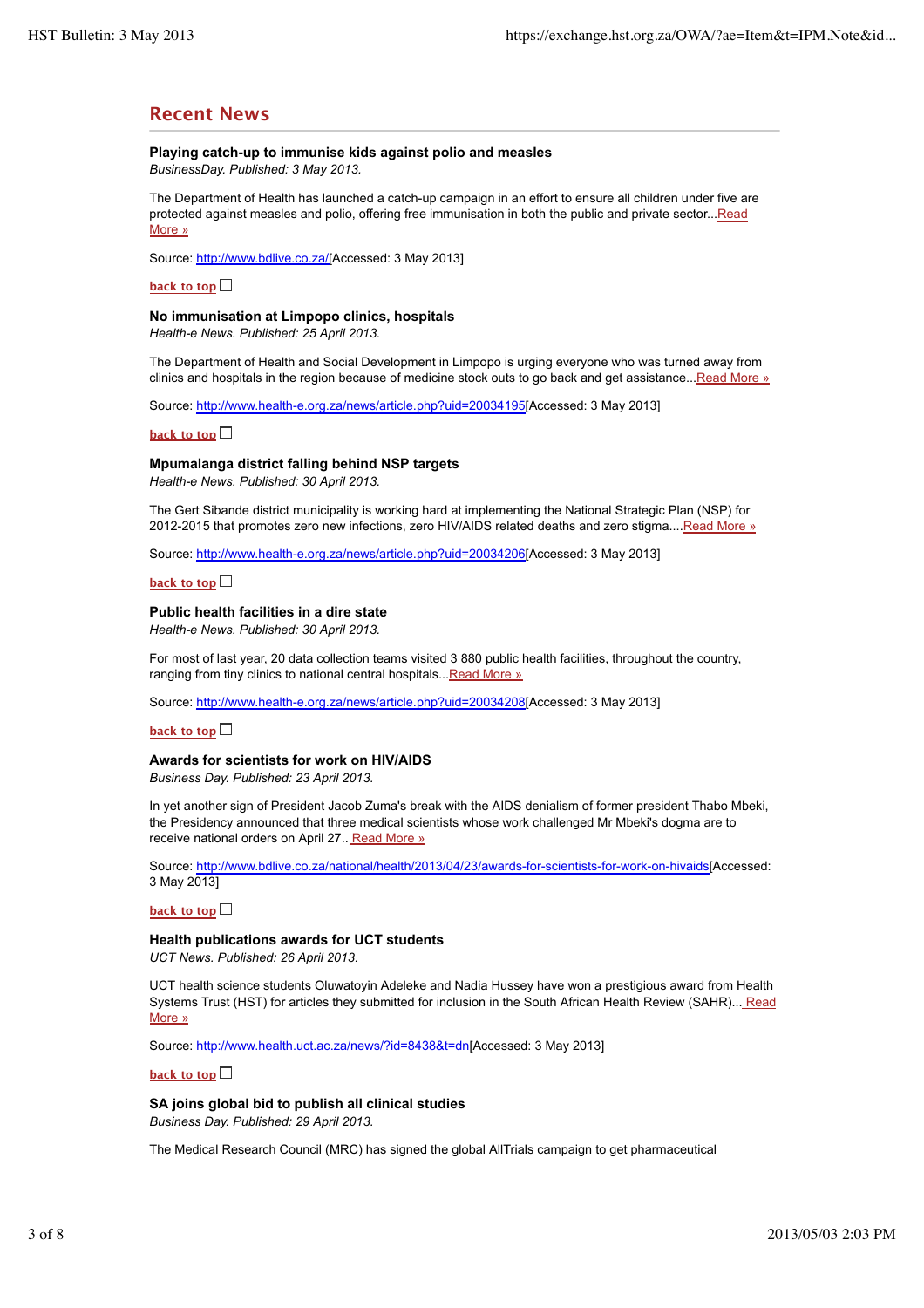## Recent News

**Playing catch-up to immunise kids against polio and measles**
*BusinessDay. Published: 3 May 2013.*

The Department of Health has launched a catch-up campaign in an effort to ensure all children under five are protected against measles and polio, offering free immunisation in both the public and private sector...Read More »

Source: http://www.bdlive.co.za/[Accessed: 3 May 2013]

back to top

**No immunisation at Limpopo clinics, hospitals**
*Health-e News. Published: 25 April 2013.*

The Department of Health and Social Development in Limpopo is urging everyone who was turned away from clinics and hospitals in the region because of medicine stock outs to go back and get assistance...Read More »

Source: http://www.health-e.org.za/news/article.php?uid=20034195[Accessed: 3 May 2013]

back to top

**Mpumalanga district falling behind NSP targets**
*Health-e News. Published: 30 April 2013.*

The Gert Sibande district municipality is working hard at implementing the National Strategic Plan (NSP) for 2012-2015 that promotes zero new infections, zero HIV/AIDS related deaths and zero stigma....Read More »

Source: http://www.health-e.org.za/news/article.php?uid=20034206[Accessed: 3 May 2013]

back to top

**Public health facilities in a dire state**
*Health-e News. Published: 30 April 2013.*

For most of last year, 20 data collection teams visited 3 880 public health facilities, throughout the country, ranging from tiny clinics to national central hospitals...Read More »

Source: http://www.health-e.org.za/news/article.php?uid=20034208[Accessed: 3 May 2013]

back to top

**Awards for scientists for work on HIV/AIDS**
*Business Day. Published: 23 April 2013.*

In yet another sign of President Jacob Zuma's break with the AIDS denialism of former president Thabo Mbeki, the Presidency announced that three medical scientists whose work challenged Mr Mbeki's dogma are to receive national orders on April 27.. Read More »

Source: http://www.bdlive.co.za/national/health/2013/04/23/awards-for-scientists-for-work-on-hivaids[Accessed: 3 May 2013]

back to top

**Health publications awards for UCT students**
*UCT News. Published: 26 April 2013.*

UCT health science students Oluwatoyin Adeleke and Nadia Hussey have won a prestigious award from Health Systems Trust (HST) for articles they submitted for inclusion in the South African Health Review (SAHR)... Read More »

Source: http://www.health.uct.ac.za/news/?id=8438&t=dn[Accessed: 3 May 2013]

back to top

**SA joins global bid to publish all clinical studies**
*Business Day. Published: 29 April 2013.*

The Medical Research Council (MRC) has signed the global AllTrials campaign to get pharmaceutical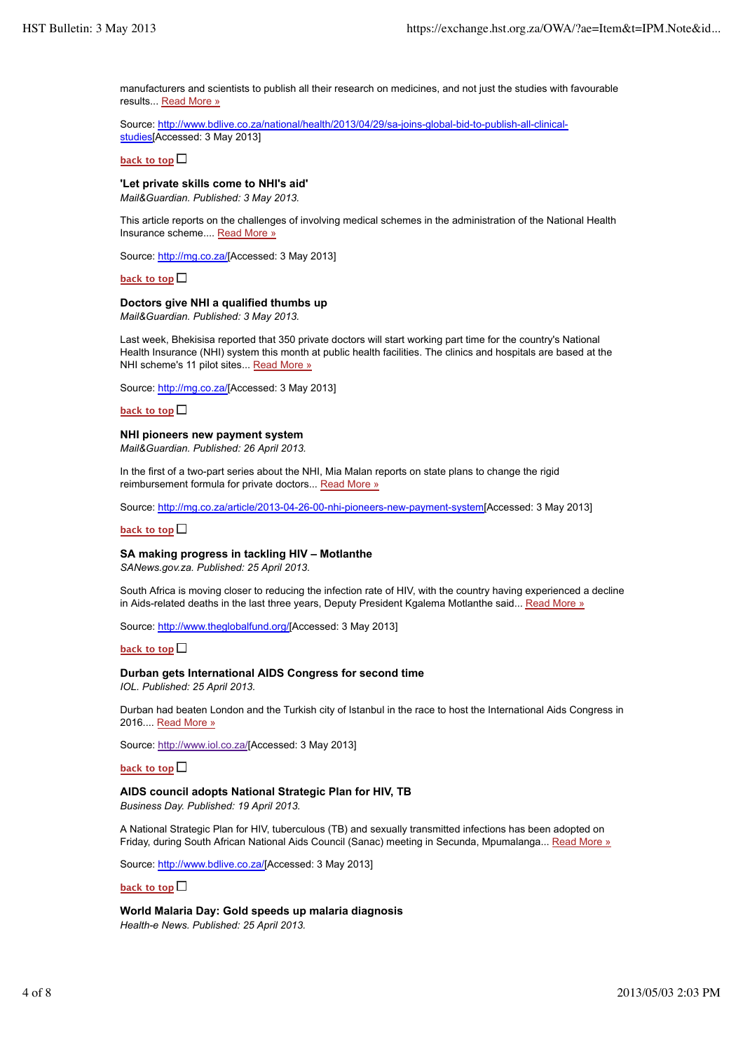manufacturers and scientists to publish all their research on medicines, and not just the studies with favourable results... Read More »

Source: http://www.bdlive.co.za/national/health/2013/04/29/sa-joins-global-bid-to-publish-all-clinical-studies[Accessed: 3 May 2013]

back to top

**'Let private skills come to NHI's aid'**
*Mail&Guardian. Published: 3 May 2013.*

This article reports on the challenges of involving medical schemes in the administration of the National Health Insurance scheme.... Read More »

Source: http://mg.co.za/[Accessed: 3 May 2013]

back to top

**Doctors give NHI a qualified thumbs up**
*Mail&Guardian. Published: 3 May 2013.*

Last week, Bhekisisa reported that 350 private doctors will start working part time for the country's National Health Insurance (NHI) system this month at public health facilities. The clinics and hospitals are based at the NHI scheme's 11 pilot sites... Read More »

Source: http://mg.co.za/[Accessed: 3 May 2013]

back to top

**NHI pioneers new payment system**
*Mail&Guardian. Published: 26 April 2013.*

In the first of a two-part series about the NHI, Mia Malan reports on state plans to change the rigid reimbursement formula for private doctors... Read More »

Source: http://mg.co.za/article/2013-04-26-00-nhi-pioneers-new-payment-system[Accessed: 3 May 2013]

back to top

**SA making progress in tackling HIV – Motlanthe**
*SANews.gov.za. Published: 25 April 2013.*

South Africa is moving closer to reducing the infection rate of HIV, with the country having experienced a decline in Aids-related deaths in the last three years, Deputy President Kgalema Motlanthe said... Read More »

Source: http://www.theglobalfund.org/[Accessed: 3 May 2013]

back to top

**Durban gets International AIDS Congress for second time**
*IOL. Published: 25 April 2013.*

Durban had beaten London and the Turkish city of Istanbul in the race to host the International Aids Congress in 2016.... Read More »

Source: http://www.iol.co.za/[Accessed: 3 May 2013]

back to top

**AIDS council adopts National Strategic Plan for HIV, TB**
*Business Day. Published: 19 April 2013.*

A National Strategic Plan for HIV, tuberculous (TB) and sexually transmitted infections has been adopted on Friday, during South African National Aids Council (Sanac) meeting in Secunda, Mpumalanga... Read More »

Source: http://www.bdlive.co.za/[Accessed: 3 May 2013]

back to top

**World Malaria Day: Gold speeds up malaria diagnosis**
*Health-e News. Published: 25 April 2013.*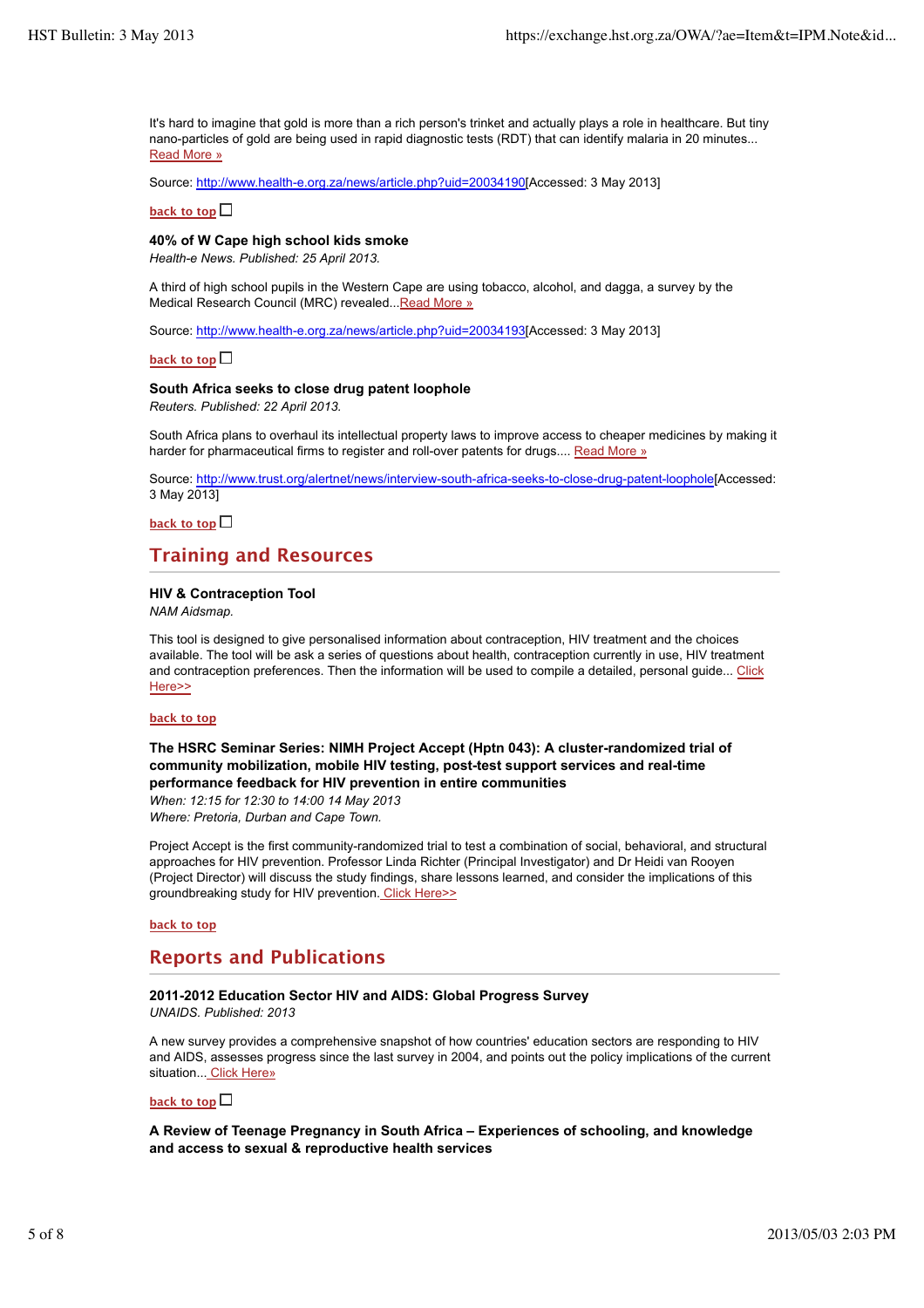It's hard to imagine that gold is more than a rich person's trinket and actually plays a role in healthcare. But tiny nano-particles of gold are being used in rapid diagnostic tests (RDT) that can identify malaria in 20 minutes... Read More »

Source: http://www.health-e.org.za/news/article.php?uid=20034190[Accessed: 3 May 2013]

back to top

**40% of W Cape high school kids smoke**
*Health-e News. Published: 25 April 2013.*

A third of high school pupils in the Western Cape are using tobacco, alcohol, and dagga, a survey by the Medical Research Council (MRC) revealed...Read More »

Source: http://www.health-e.org.za/news/article.php?uid=20034193[Accessed: 3 May 2013]

back to top

**South Africa seeks to close drug patent loophole**
*Reuters. Published: 22 April 2013.*

South Africa plans to overhaul its intellectual property laws to improve access to cheaper medicines by making it harder for pharmaceutical firms to register and roll-over patents for drugs.... Read More »

Source: http://www.trust.org/alertnet/news/interview-south-africa-seeks-to-close-drug-patent-loophole[Accessed: 3 May 2013]

back to top

## Training and Resources

**HIV & Contraception Tool**
*NAM Aidsmap.*

This tool is designed to give personalised information about contraception, HIV treatment and the choices available. The tool will be ask a series of questions about health, contraception currently in use, HIV treatment and contraception preferences. Then the information will be used to compile a detailed, personal guide... Click Here>>

back to top

**The HSRC Seminar Series: NIMH Project Accept (Hptn 043): A cluster-randomized trial of community mobilization, mobile HIV testing, post-test support services and real-time performance feedback for HIV prevention in entire communities**
*When: 12:15 for 12:30 to 14:00 14 May 2013*
*Where: Pretoria, Durban and Cape Town.*

Project Accept is the first community-randomized trial to test a combination of social, behavioral, and structural approaches for HIV prevention. Professor Linda Richter (Principal Investigator) and Dr Heidi van Rooyen (Project Director) will discuss the study findings, share lessons learned, and consider the implications of this groundbreaking study for HIV prevention. Click Here>>

back to top

## Reports and Publications

**2011-2012 Education Sector HIV and AIDS: Global Progress Survey**
*UNAIDS. Published: 2013*

A new survey provides a comprehensive snapshot of how countries' education sectors are responding to HIV and AIDS, assesses progress since the last survey in 2004, and points out the policy implications of the current situation... Click Here»

back to top

**A Review of Teenage Pregnancy in South Africa – Experiences of schooling, and knowledge and access to sexual & reproductive health services**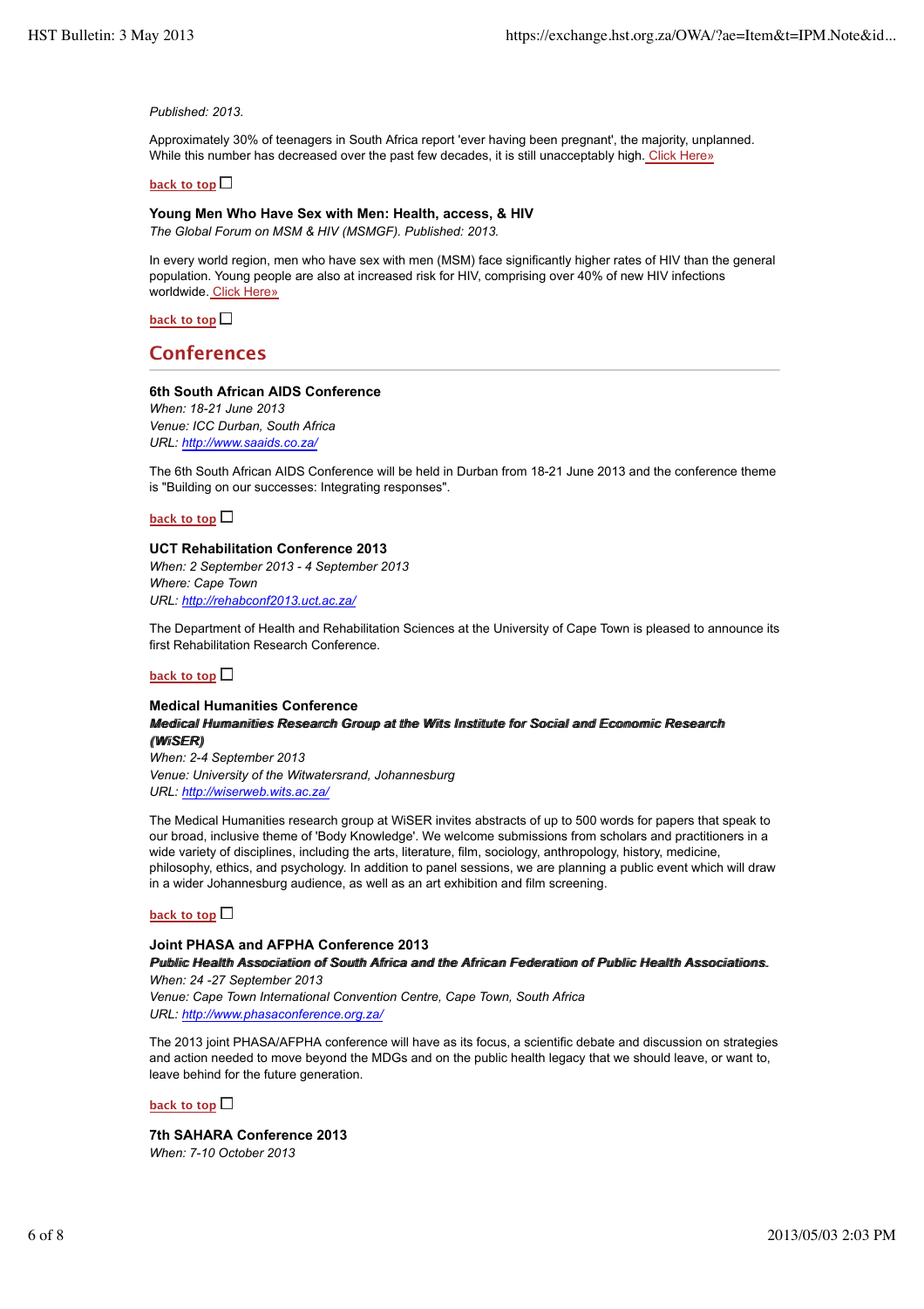*Published: 2013.*

Approximately 30% of teenagers in South Africa report 'ever having been pregnant', the majority, unplanned. While this number has decreased over the past few decades, it is still unacceptably high. Click Here»

back to top

**Young Men Who Have Sex with Men: Health, access, & HIV**
*The Global Forum on MSM & HIV (MSMGF). Published: 2013.*

In every world region, men who have sex with men (MSM) face significantly higher rates of HIV than the general population. Young people are also at increased risk for HIV, comprising over 40% of new HIV infections worldwide. Click Here»

back to top

## Conferences

**6th South African AIDS Conference**
*When: 18-21 June 2013*
*Venue: ICC Durban, South Africa*
*URL: http://www.saaids.co.za/*

The 6th South African AIDS Conference will be held in Durban from 18-21 June 2013 and the conference theme is "Building on our successes: Integrating responses".

back to top

**UCT Rehabilitation Conference 2013**
*When: 2 September 2013 - 4 September 2013*
*Where: Cape Town*
*URL: http://rehabconf2013.uct.ac.za/*

The Department of Health and Rehabilitation Sciences at the University of Cape Town is pleased to announce its first Rehabilitation Research Conference.

back to top

**Medical Humanities Conference**
***Medical Humanities Research Group at the Wits Institute for Social and Economic Research (WiSER)***
*When: 2-4 September 2013*
*Venue: University of the Witwatersrand, Johannesburg*
*URL: http://wiserweb.wits.ac.za/*

The Medical Humanities research group at WiSER invites abstracts of up to 500 words for papers that speak to our broad, inclusive theme of 'Body Knowledge'. We welcome submissions from scholars and practitioners in a wide variety of disciplines, including the arts, literature, film, sociology, anthropology, history, medicine, philosophy, ethics, and psychology. In addition to panel sessions, we are planning a public event which will draw in a wider Johannesburg audience, as well as an art exhibition and film screening.

back to top

**Joint PHASA and AFPHA Conference 2013**
***Public Health Association of South Africa and the African Federation of Public Health Associations.***
*When: 24 -27 September 2013*
*Venue: Cape Town International Convention Centre, Cape Town, South Africa*
*URL: http://www.phasaconference.org.za/*

The 2013 joint PHASA/AFPHA conference will have as its focus, a scientific debate and discussion on strategies and action needed to move beyond the MDGs and on the public health legacy that we should leave, or want to, leave behind for the future generation.

back to top

**7th SAHARA Conference 2013**
*When: 7-10 October 2013*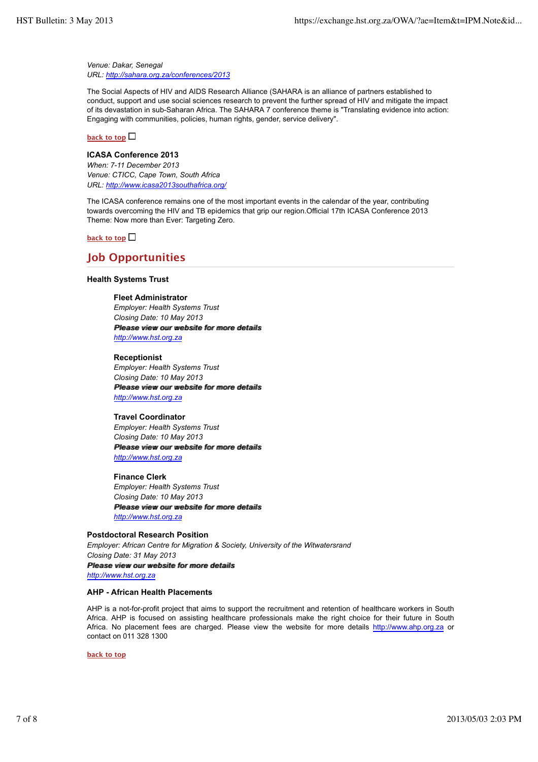*Venue: Dakar, Senegal*
*URL: [http://sahara.org.za/conferences/2013](http://sahara.org.za/conferences/2013)*

The Social Aspects of HIV and AIDS Research Alliance (SAHARA is an alliance of partners established to conduct, support and use social sciences research to prevent the further spread of HIV and mitigate the impact of its devastation in sub-Saharan Africa. The SAHARA 7 conference theme is "Translating evidence into action: Engaging with communities, policies, human rights, gender, service delivery".

back to top

**ICASA Conference 2013**
*When: 7-11 December 2013*
*Venue: CTICC, Cape Town, South Africa*
*URL: [http://www.icasa2013southafrica.org/](http://www.icasa2013southafrica.org/)*

The ICASA conference remains one of the most important events in the calendar of the year, contributing towards overcoming the HIV and TB epidemics that grip our region.Official 17th ICASA Conference 2013 Theme: Now more than Ever: Targeting Zero.

back to top

## Job Opportunities

**Health Systems Trust**

**Fleet Administrator**
*Employer: Health Systems Trust*
*Closing Date: 10 May 2013*
***Please view our website for more details***
*[http://www.hst.org.za](http://www.hst.org.za)*

**Receptionist**
*Employer: Health Systems Trust*
*Closing Date: 10 May 2013*
***Please view our website for more details***
*[http://www.hst.org.za](http://www.hst.org.za)*

**Travel Coordinator**
*Employer: Health Systems Trust*
*Closing Date: 10 May 2013*
***Please view our website for more details***
*[http://www.hst.org.za](http://www.hst.org.za)*

**Finance Clerk**
*Employer: Health Systems Trust*
*Closing Date: 10 May 2013*
***Please view our website for more details***
*[http://www.hst.org.za](http://www.hst.org.za)*

**Postdoctoral Research Position**
*Employer: African Centre for Migration & Society, University of the Witwatersrand*
*Closing Date: 31 May 2013*
***Please view our website for more details***
*[http://www.hst.org.za](http://www.hst.org.za)*

**AHP - African Health Placements**

AHP is a not-for-profit project that aims to support the recruitment and retention of healthcare workers in South Africa. AHP is focused on assisting healthcare professionals make the right choice for their future in South Africa. No placement fees are charged. Please view the website for more details [http://www.ahp.org.za](http://www.ahp.org.za) or contact on 011 328 1300

back to top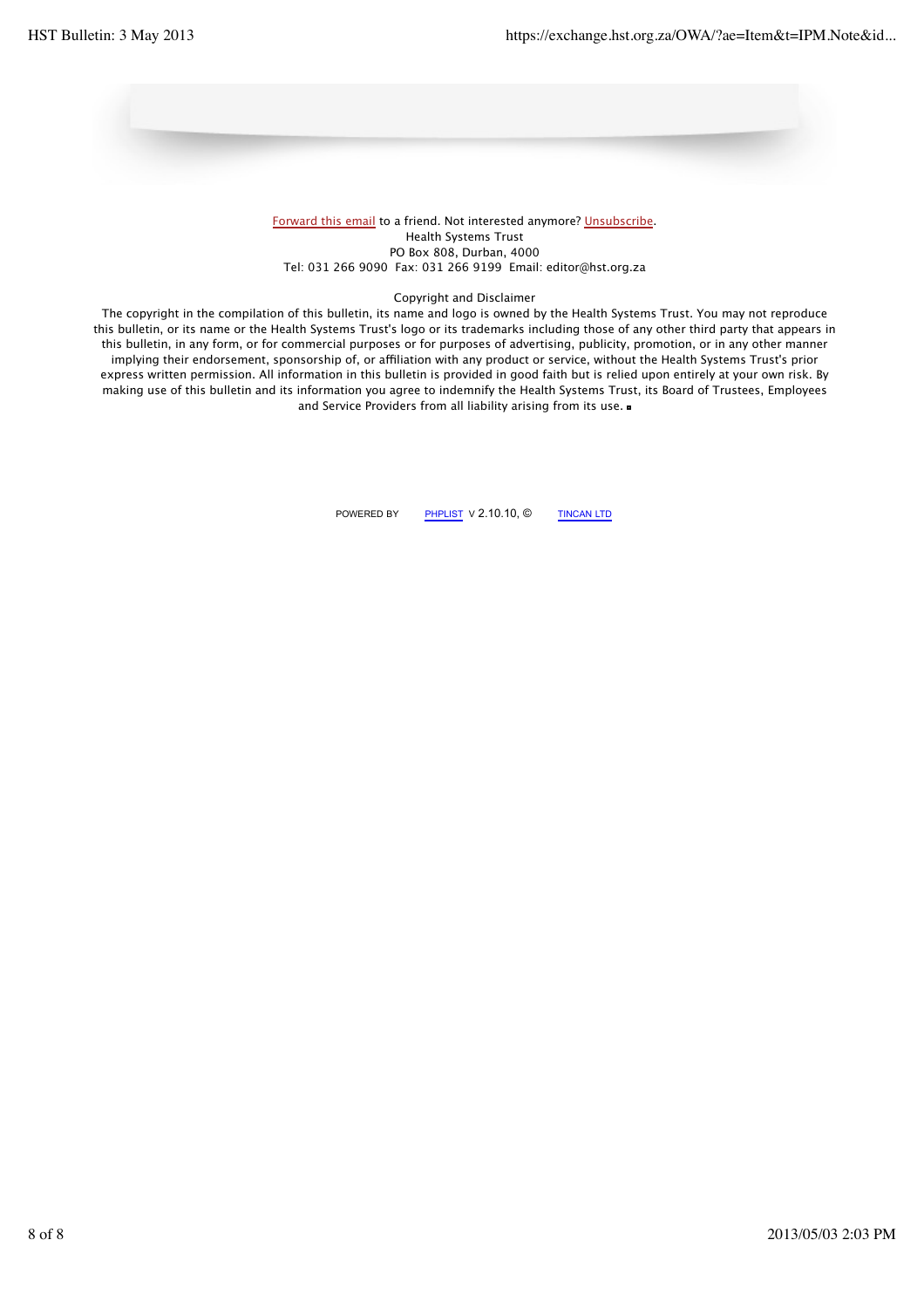Forward this email to a friend. Not interested anymore? Unsubscribe.
Health Systems Trust
PO Box 808, Durban, 4000
Tel: 031 266 9090 Fax: 031 266 9199 Email: editor@hst.org.za

Copyright and Disclaimer

The copyright in the compilation of this bulletin, its name and logo is owned by the Health Systems Trust. You may not reproduce this bulletin, or its name or the Health Systems Trust's logo or its trademarks including those of any other third party that appears in this bulletin, in any form, or for commercial purposes or for purposes of advertising, publicity, promotion, or in any other manner implying their endorsement, sponsorship of, or affiliation with any product or service, without the Health Systems Trust's prior express written permission. All information in this bulletin is provided in good faith but is relied upon entirely at your own risk. By making use of this bulletin and its information you agree to indemnify the Health Systems Trust, its Board of Trustees, Employees and Service Providers from all liability arising from its use.

POWERED BY PHPLIST V 2.10.10, © TINCAN LTD